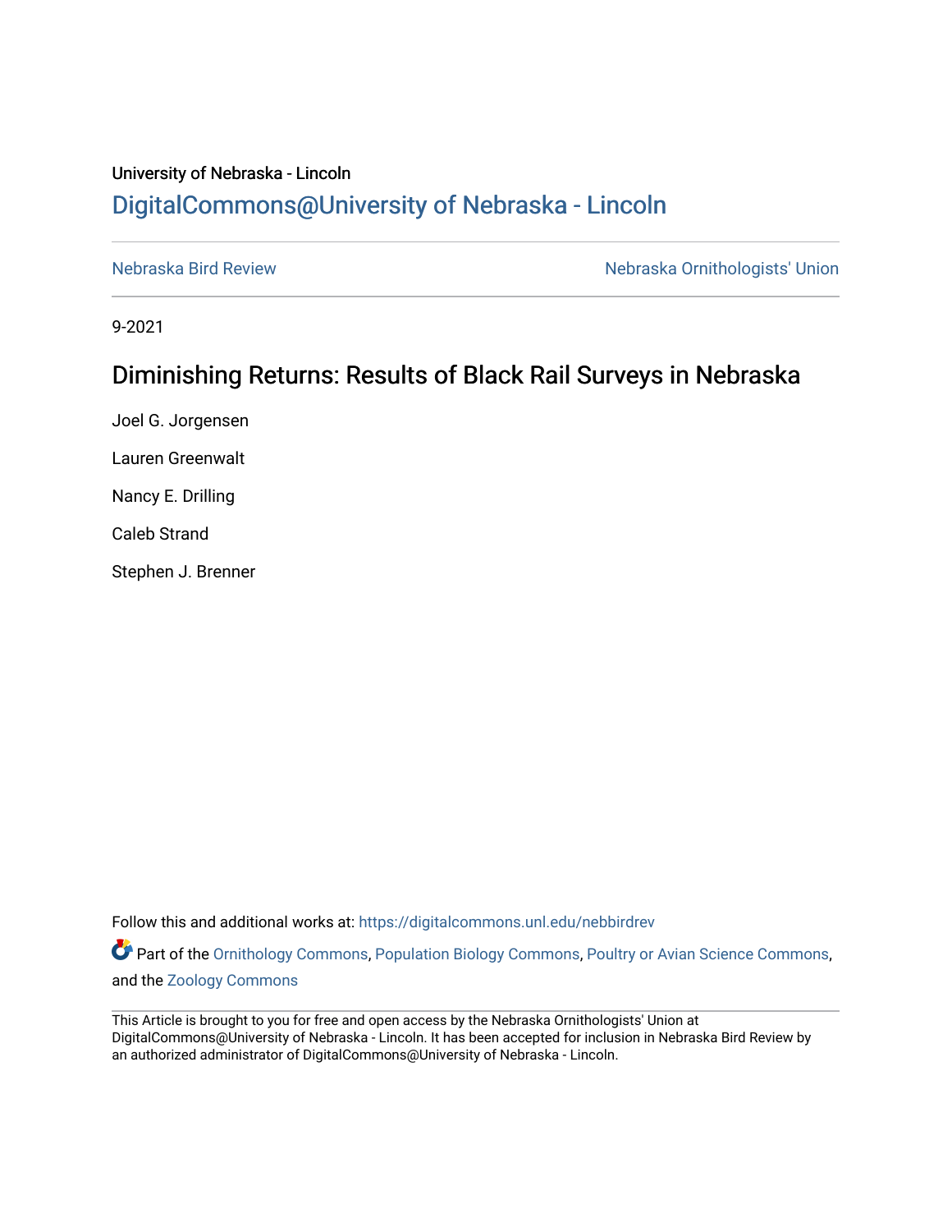University of Nebraska - Lincoln

# DigitalCommons@University of Nebraska - Lincoln

Nebraska Bird Review | Nebraska Ornithologists' Union

9-2021

## Diminishing Returns: Results of Black Rail Surveys in Nebraska

Joel G. Jorgensen

Lauren Greenwalt

Nancy E. Drilling

Caleb Strand

Stephen J. Brenner

Follow this and additional works at: https://digitalcommons.unl.edu/nebbirdrev

Part of the Ornithology Commons, Population Biology Commons, Poultry or Avian Science Commons, and the Zoology Commons

This Article is brought to you for free and open access by the Nebraska Ornithologists' Union at DigitalCommons@University of Nebraska - Lincoln. It has been accepted for inclusion in Nebraska Bird Review by an authorized administrator of DigitalCommons@University of Nebraska - Lincoln.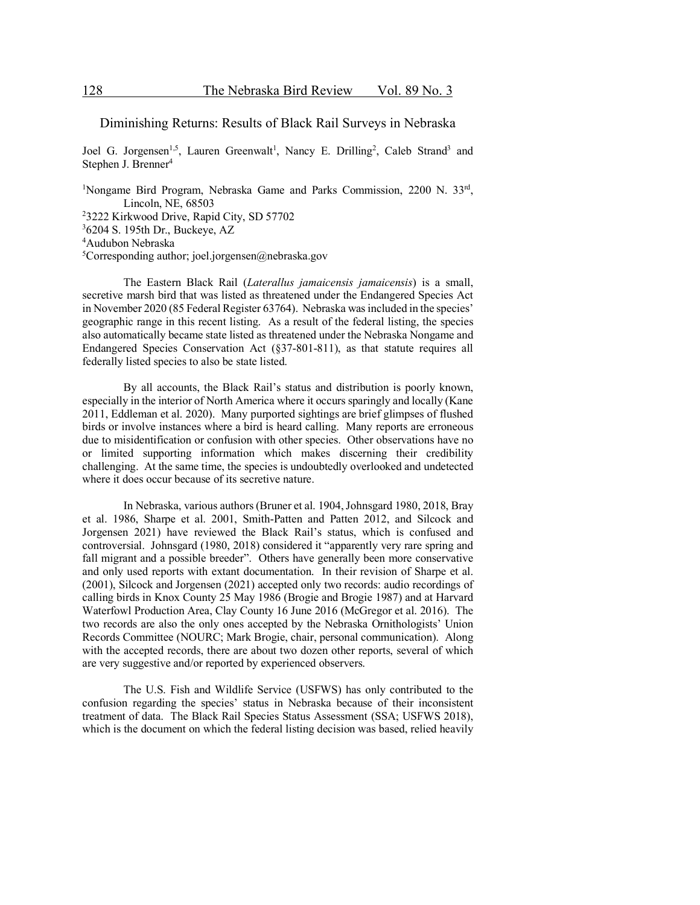# Diminishing Returns: Results of Black Rail Surveys in Nebraska

Joel G. Jorgensen[1,5], Lauren Greenwalt[1], Nancy E. Drilling[2], Caleb Strand[3] and Stephen J. Brenner[4]

[1]Nongame Bird Program, Nebraska Game and Parks Commission, 2200 N. 33rd, Lincoln, NE, 68503
[2]3222 Kirkwood Drive, Rapid City, SD 57702
[3]6204 S. 195th Dr., Buckeye, AZ
[4]Audubon Nebraska
[5]Corresponding author; joel.jorgensen@nebraska.gov

The Eastern Black Rail (*Laterallus jamaicensis jamaicensis*) is a small, secretive marsh bird that was listed as threatened under the Endangered Species Act in November 2020 (85 Federal Register 63764). Nebraska was included in the species' geographic range in this recent listing. As a result of the federal listing, the species also automatically became state listed as threatened under the Nebraska Nongame and Endangered Species Conservation Act (§37-801-811), as that statute requires all federally listed species to also be state listed.

By all accounts, the Black Rail's status and distribution is poorly known, especially in the interior of North America where it occurs sparingly and locally (Kane 2011, Eddleman et al. 2020). Many purported sightings are brief glimpses of flushed birds or involve instances where a bird is heard calling. Many reports are erroneous due to misidentification or confusion with other species. Other observations have no or limited supporting information which makes discerning their credibility challenging. At the same time, the species is undoubtedly overlooked and undetected where it does occur because of its secretive nature.

In Nebraska, various authors (Bruner et al. 1904, Johnsgard 1980, 2018, Bray et al. 1986, Sharpe et al. 2001, Smith-Patten and Patten 2012, and Silcock and Jorgensen 2021) have reviewed the Black Rail's status, which is confused and controversial. Johnsgard (1980, 2018) considered it "apparently very rare spring and fall migrant and a possible breeder". Others have generally been more conservative and only used reports with extant documentation. In their revision of Sharpe et al. (2001), Silcock and Jorgensen (2021) accepted only two records: audio recordings of calling birds in Knox County 25 May 1986 (Brogie and Brogie 1987) and at Harvard Waterfowl Production Area, Clay County 16 June 2016 (McGregor et al. 2016). The two records are also the only ones accepted by the Nebraska Ornithologists' Union Records Committee (NOURC; Mark Brogie, chair, personal communication). Along with the accepted records, there are about two dozen other reports, several of which are very suggestive and/or reported by experienced observers.

The U.S. Fish and Wildlife Service (USFWS) has only contributed to the confusion regarding the species' status in Nebraska because of their inconsistent treatment of data. The Black Rail Species Status Assessment (SSA; USFWS 2018), which is the document on which the federal listing decision was based, relied heavily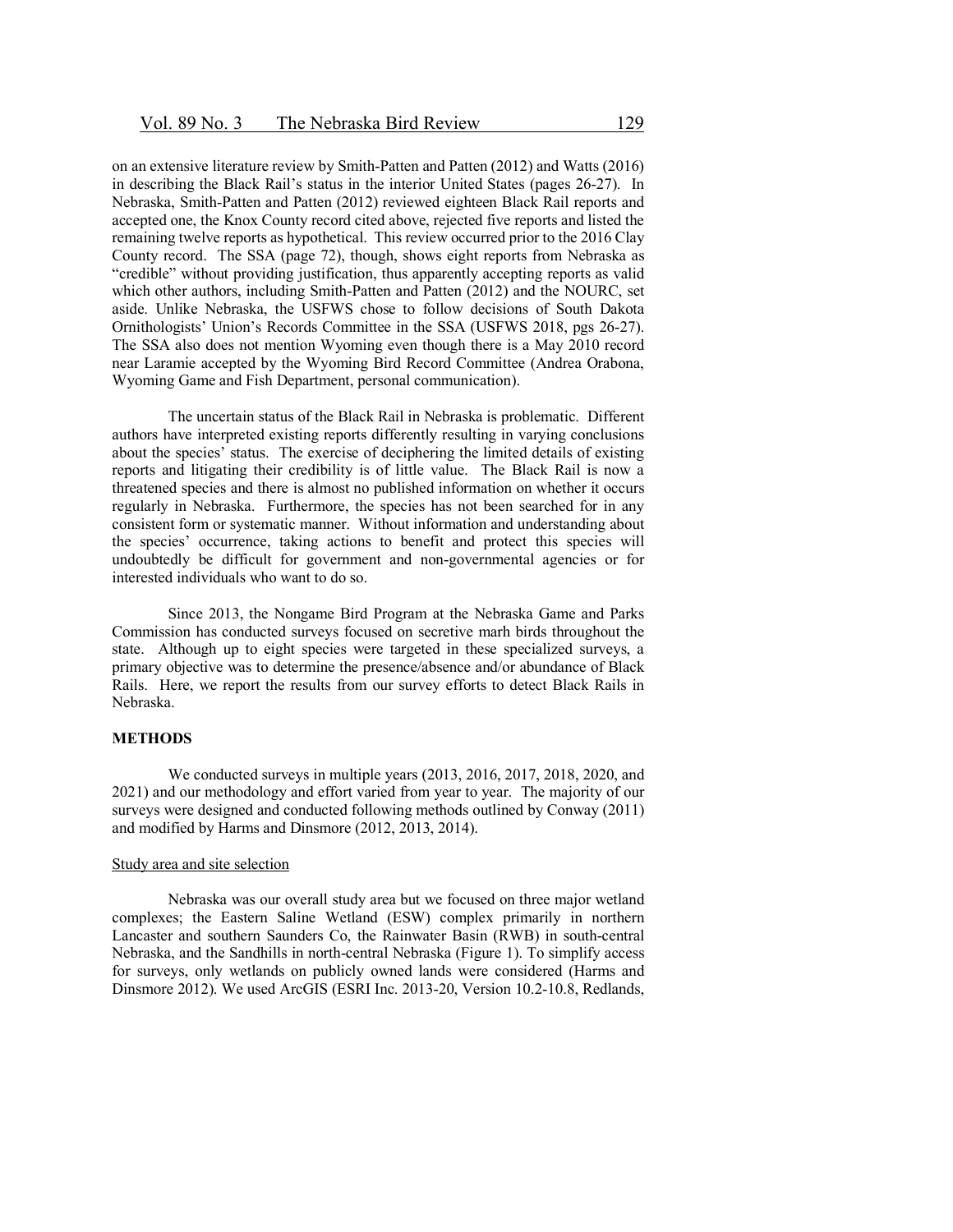on an extensive literature review by Smith-Patten and Patten (2012) and Watts (2016) in describing the Black Rail's status in the interior United States (pages 26-27). In Nebraska, Smith-Patten and Patten (2012) reviewed eighteen Black Rail reports and accepted one, the Knox County record cited above, rejected five reports and listed the remaining twelve reports as hypothetical. This review occurred prior to the 2016 Clay County record. The SSA (page 72), though, shows eight reports from Nebraska as "credible" without providing justification, thus apparently accepting reports as valid which other authors, including Smith-Patten and Patten (2012) and the NOURC, set aside. Unlike Nebraska, the USFWS chose to follow decisions of South Dakota Ornithologists' Union's Records Committee in the SSA (USFWS 2018, pgs 26-27). The SSA also does not mention Wyoming even though there is a May 2010 record near Laramie accepted by the Wyoming Bird Record Committee (Andrea Orabona, Wyoming Game and Fish Department, personal communication).

The uncertain status of the Black Rail in Nebraska is problematic. Different authors have interpreted existing reports differently resulting in varying conclusions about the species' status. The exercise of deciphering the limited details of existing reports and litigating their credibility is of little value. The Black Rail is now a threatened species and there is almost no published information on whether it occurs regularly in Nebraska. Furthermore, the species has not been searched for in any consistent form or systematic manner. Without information and understanding about the species' occurrence, taking actions to benefit and protect this species will undoubtedly be difficult for government and non-governmental agencies or for interested individuals who want to do so.

Since 2013, the Nongame Bird Program at the Nebraska Game and Parks Commission has conducted surveys focused on secretive marh birds throughout the state. Although up to eight species were targeted in these specialized surveys, a primary objective was to determine the presence/absence and/or abundance of Black Rails. Here, we report the results from our survey efforts to detect Black Rails in Nebraska.

## METHODS

We conducted surveys in multiple years (2013, 2016, 2017, 2018, 2020, and 2021) and our methodology and effort varied from year to year. The majority of our surveys were designed and conducted following methods outlined by Conway (2011) and modified by Harms and Dinsmore (2012, 2013, 2014).

### Study area and site selection

Nebraska was our overall study area but we focused on three major wetland complexes; the Eastern Saline Wetland (ESW) complex primarily in northern Lancaster and southern Saunders Co, the Rainwater Basin (RWB) in south-central Nebraska, and the Sandhills in north-central Nebraska (Figure 1). To simplify access for surveys, only wetlands on publicly owned lands were considered (Harms and Dinsmore 2012). We used ArcGIS (ESRI Inc. 2013-20, Version 10.2-10.8, Redlands,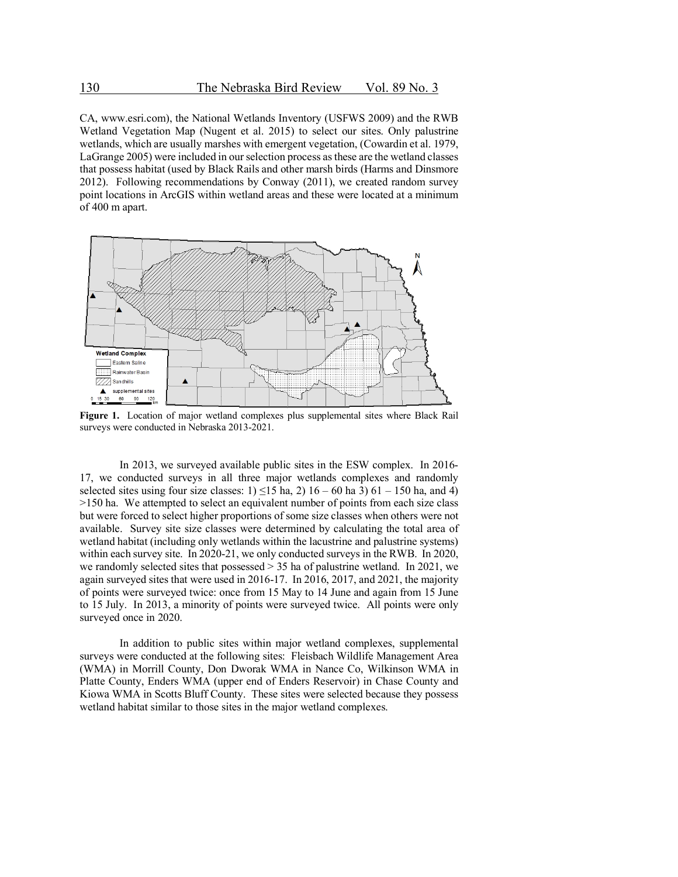CA, www.esri.com), the National Wetlands Inventory (USFWS 2009) and the RWB Wetland Vegetation Map (Nugent et al. 2015) to select our sites. Only palustrine wetlands, which are usually marshes with emergent vegetation, (Cowardin et al. 1979, LaGrange 2005) were included in our selection process as these are the wetland classes that possess habitat (used by Black Rails and other marsh birds (Harms and Dinsmore 2012). Following recommendations by Conway (2011), we created random survey point locations in ArcGIS within wetland areas and these were located at a minimum of 400 m apart.

**Figure 1.** Location of major wetland complexes plus supplemental sites where Black Rail surveys were conducted in Nebraska 2013-2021.

In 2013, we surveyed available public sites in the ESW complex. In 2016-17, we conducted surveys in all three major wetlands complexes and randomly selected sites using four size classes: 1) ≤15 ha, 2) 16 – 60 ha 3) 61 – 150 ha, and 4) >150 ha. We attempted to select an equivalent number of points from each size class but were forced to select higher proportions of some size classes when others were not available. Survey site size classes were determined by calculating the total area of wetland habitat (including only wetlands within the lacustrine and palustrine systems) within each survey site. In 2020-21, we only conducted surveys in the RWB. In 2020, we randomly selected sites that possessed > 35 ha of palustrine wetland. In 2021, we again surveyed sites that were used in 2016-17. In 2016, 2017, and 2021, the majority of points were surveyed twice: once from 15 May to 14 June and again from 15 June to 15 July. In 2013, a minority of points were surveyed twice. All points were only surveyed once in 2020.

In addition to public sites within major wetland complexes, supplemental surveys were conducted at the following sites: Fleisbach Wildlife Management Area (WMA) in Morrill County, Don Dworak WMA in Nance Co, Wilkinson WMA in Platte County, Enders WMA (upper end of Enders Reservoir) in Chase County and Kiowa WMA in Scotts Bluff County. These sites were selected because they possess wetland habitat similar to those sites in the major wetland complexes.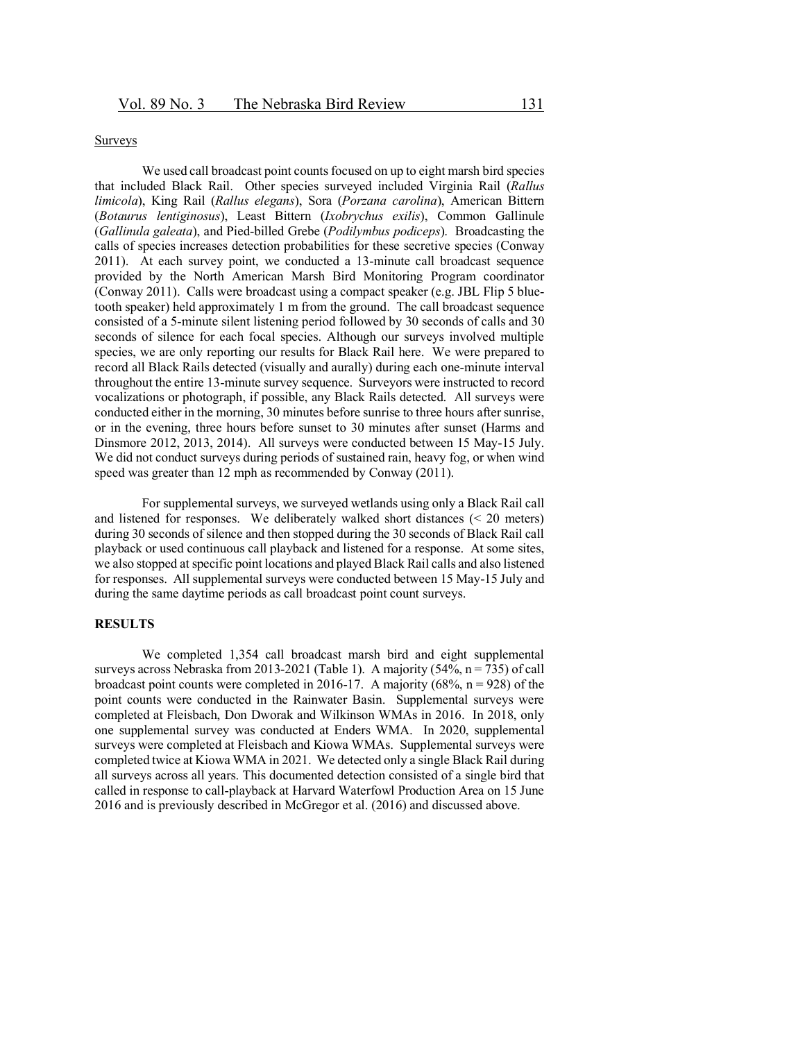Surveys

We used call broadcast point counts focused on up to eight marsh bird species that included Black Rail. Other species surveyed included Virginia Rail (*Rallus limicola*), King Rail (*Rallus elegans*), Sora (*Porzana carolina*), American Bittern (*Botaurus lentiginosus*), Least Bittern (*Ixobrychus exilis*), Common Gallinule (*Gallinula galeata*), and Pied-billed Grebe (*Podilymbus podiceps*). Broadcasting the calls of species increases detection probabilities for these secretive species (Conway 2011). At each survey point, we conducted a 13-minute call broadcast sequence provided by the North American Marsh Bird Monitoring Program coordinator (Conway 2011). Calls were broadcast using a compact speaker (e.g. JBL Flip 5 bluetooth speaker) held approximately 1 m from the ground. The call broadcast sequence consisted of a 5-minute silent listening period followed by 30 seconds of calls and 30 seconds of silence for each focal species. Although our surveys involved multiple species, we are only reporting our results for Black Rail here. We were prepared to record all Black Rails detected (visually and aurally) during each one-minute interval throughout the entire 13-minute survey sequence. Surveyors were instructed to record vocalizations or photograph, if possible, any Black Rails detected. All surveys were conducted either in the morning, 30 minutes before sunrise to three hours after sunrise, or in the evening, three hours before sunset to 30 minutes after sunset (Harms and Dinsmore 2012, 2013, 2014). All surveys were conducted between 15 May-15 July. We did not conduct surveys during periods of sustained rain, heavy fog, or when wind speed was greater than 12 mph as recommended by Conway (2011).

For supplemental surveys, we surveyed wetlands using only a Black Rail call and listened for responses. We deliberately walked short distances (< 20 meters) during 30 seconds of silence and then stopped during the 30 seconds of Black Rail call playback or used continuous call playback and listened for a response. At some sites, we also stopped at specific point locations and played Black Rail calls and also listened for responses. All supplemental surveys were conducted between 15 May-15 July and during the same daytime periods as call broadcast point count surveys.

## RESULTS

We completed 1,354 call broadcast marsh bird and eight supplemental surveys across Nebraska from 2013-2021 (Table 1). A majority (54%, n = 735) of call broadcast point counts were completed in 2016-17. A majority (68%, n = 928) of the point counts were conducted in the Rainwater Basin. Supplemental surveys were completed at Fleisbach, Don Dworak and Wilkinson WMAs in 2016. In 2018, only one supplemental survey was conducted at Enders WMA. In 2020, supplemental surveys were completed at Fleisbach and Kiowa WMAs. Supplemental surveys were completed twice at Kiowa WMA in 2021. We detected only a single Black Rail during all surveys across all years. This documented detection consisted of a single bird that called in response to call-playback at Harvard Waterfowl Production Area on 15 June 2016 and is previously described in McGregor et al. (2016) and discussed above.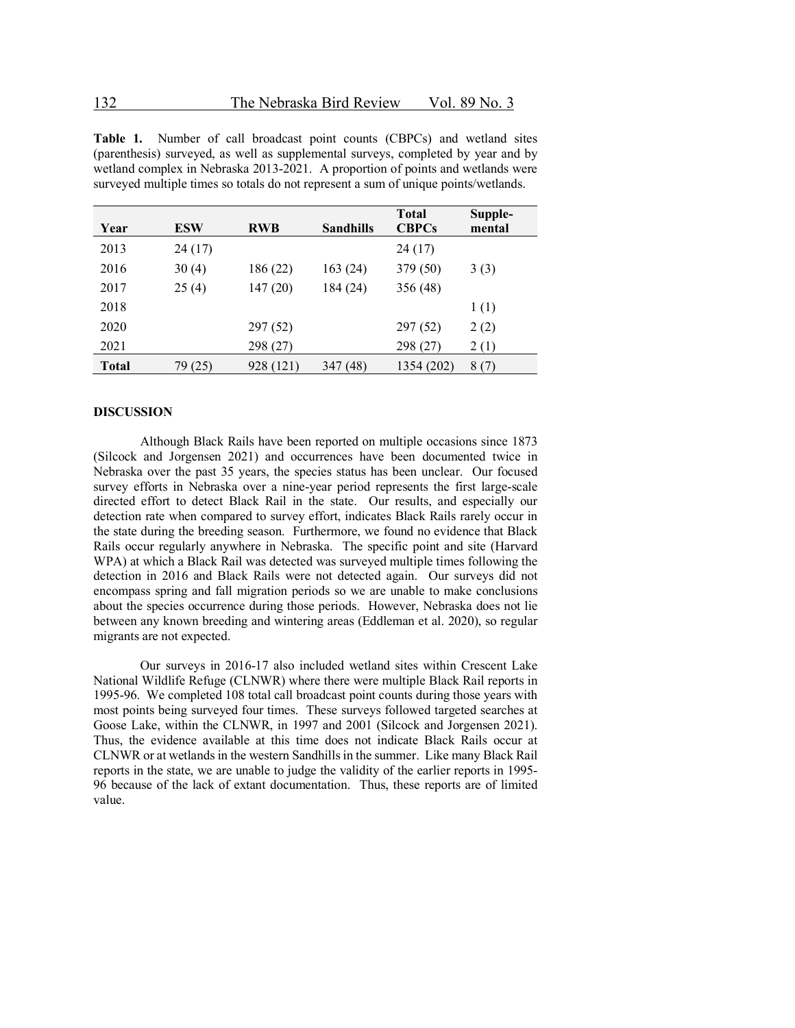**Table 1.** Number of call broadcast point counts (CBPCs) and wetland sites (parenthesis) surveyed, as well as supplemental surveys, completed by year and by wetland complex in Nebraska 2013-2021. A proportion of points and wetlands were surveyed multiple times so totals do not represent a sum of unique points/wetlands.

| Year | ESW | RWB | Sandhills | Total CBPCs | Supple-mental |
|---|---|---|---|---|---|
| 2013 | 24 (17) | | | 24 (17) | |
| 2016 | 30 (4) | 186 (22) | 163 (24) | 379 (50) | 3 (3) |
| 2017 | 25 (4) | 147 (20) | 184 (24) | 356 (48) | |
| 2018 | | | | | 1 (1) |
| 2020 | | 297 (52) | | 297 (52) | 2 (2) |
| 2021 | | 298 (27) | | 298 (27) | 2 (1) |
| **Total** | 79 (25) | 928 (121) | 347 (48) | 1354 (202) | 8 (7) |

## DISCUSSION

Although Black Rails have been reported on multiple occasions since 1873 (Silcock and Jorgensen 2021) and occurrences have been documented twice in Nebraska over the past 35 years, the species status has been unclear. Our focused survey efforts in Nebraska over a nine-year period represents the first large-scale directed effort to detect Black Rail in the state. Our results, and especially our detection rate when compared to survey effort, indicates Black Rails rarely occur in the state during the breeding season. Furthermore, we found no evidence that Black Rails occur regularly anywhere in Nebraska. The specific point and site (Harvard WPA) at which a Black Rail was detected was surveyed multiple times following the detection in 2016 and Black Rails were not detected again. Our surveys did not encompass spring and fall migration periods so we are unable to make conclusions about the species occurrence during those periods. However, Nebraska does not lie between any known breeding and wintering areas (Eddleman et al. 2020), so regular migrants are not expected.

Our surveys in 2016-17 also included wetland sites within Crescent Lake National Wildlife Refuge (CLNWR) where there were multiple Black Rail reports in 1995-96. We completed 108 total call broadcast point counts during those years with most points being surveyed four times. These surveys followed targeted searches at Goose Lake, within the CLNWR, in 1997 and 2001 (Silcock and Jorgensen 2021). Thus, the evidence available at this time does not indicate Black Rails occur at CLNWR or at wetlands in the western Sandhills in the summer. Like many Black Rail reports in the state, we are unable to judge the validity of the earlier reports in 1995-96 because of the lack of extant documentation. Thus, these reports are of limited value.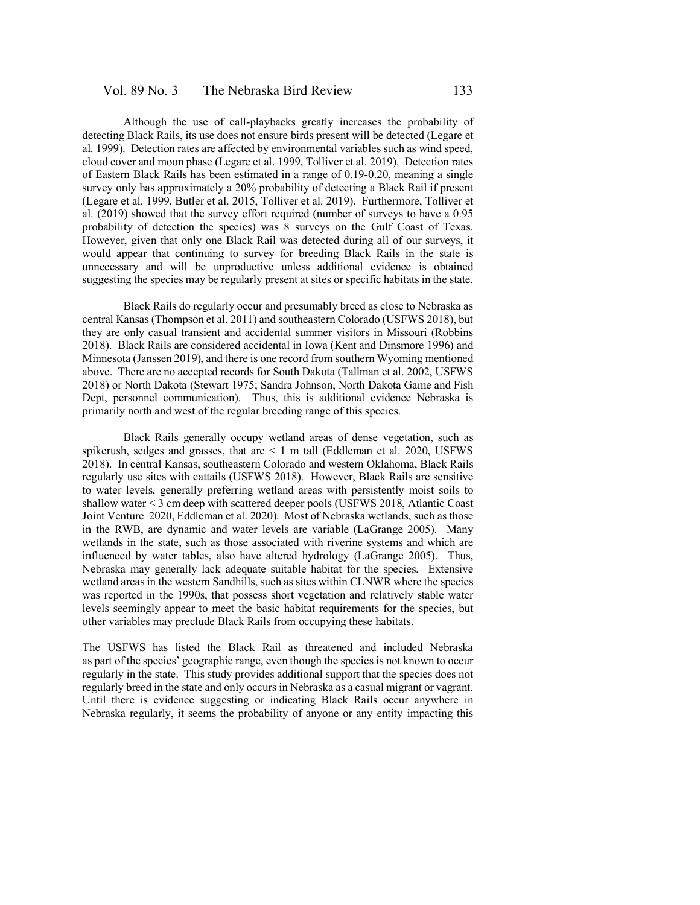Although the use of call-playbacks greatly increases the probability of detecting Black Rails, its use does not ensure birds present will be detected (Legare et al. 1999). Detection rates are affected by environmental variables such as wind speed, cloud cover and moon phase (Legare et al. 1999, Tolliver et al. 2019). Detection rates of Eastern Black Rails has been estimated in a range of 0.19-0.20, meaning a single survey only has approximately a 20% probability of detecting a Black Rail if present (Legare et al. 1999, Butler et al. 2015, Tolliver et al. 2019). Furthermore, Tolliver et al. (2019) showed that the survey effort required (number of surveys to have a 0.95 probability of detection the species) was 8 surveys on the Gulf Coast of Texas. However, given that only one Black Rail was detected during all of our surveys, it would appear that continuing to survey for breeding Black Rails in the state is unnecessary and will be unproductive unless additional evidence is obtained suggesting the species may be regularly present at sites or specific habitats in the state.

Black Rails do regularly occur and presumably breed as close to Nebraska as central Kansas (Thompson et al. 2011) and southeastern Colorado (USFWS 2018), but they are only casual transient and accidental summer visitors in Missouri (Robbins 2018). Black Rails are considered accidental in Iowa (Kent and Dinsmore 1996) and Minnesota (Janssen 2019), and there is one record from southern Wyoming mentioned above. There are no accepted records for South Dakota (Tallman et al. 2002, USFWS 2018) or North Dakota (Stewart 1975; Sandra Johnson, North Dakota Game and Fish Dept, personnel communication). Thus, this is additional evidence Nebraska is primarily north and west of the regular breeding range of this species.

Black Rails generally occupy wetland areas of dense vegetation, such as spikerush, sedges and grasses, that are < 1 m tall (Eddleman et al. 2020, USFWS 2018). In central Kansas, southeastern Colorado and western Oklahoma, Black Rails regularly use sites with cattails (USFWS 2018). However, Black Rails are sensitive to water levels, generally preferring wetland areas with persistently moist soils to shallow water < 3 cm deep with scattered deeper pools (USFWS 2018, Atlantic Coast Joint Venture 2020, Eddleman et al. 2020). Most of Nebraska wetlands, such as those in the RWB, are dynamic and water levels are variable (LaGrange 2005). Many wetlands in the state, such as those associated with riverine systems and which are influenced by water tables, also have altered hydrology (LaGrange 2005). Thus, Nebraska may generally lack adequate suitable habitat for the species. Extensive wetland areas in the western Sandhills, such as sites within CLNWR where the species was reported in the 1990s, that possess short vegetation and relatively stable water levels seemingly appear to meet the basic habitat requirements for the species, but other variables may preclude Black Rails from occupying these habitats.

The USFWS has listed the Black Rail as threatened and included Nebraska as part of the species' geographic range, even though the species is not known to occur regularly in the state. This study provides additional support that the species does not regularly breed in the state and only occurs in Nebraska as a casual migrant or vagrant. Until there is evidence suggesting or indicating Black Rails occur anywhere in Nebraska regularly, it seems the probability of anyone or any entity impacting this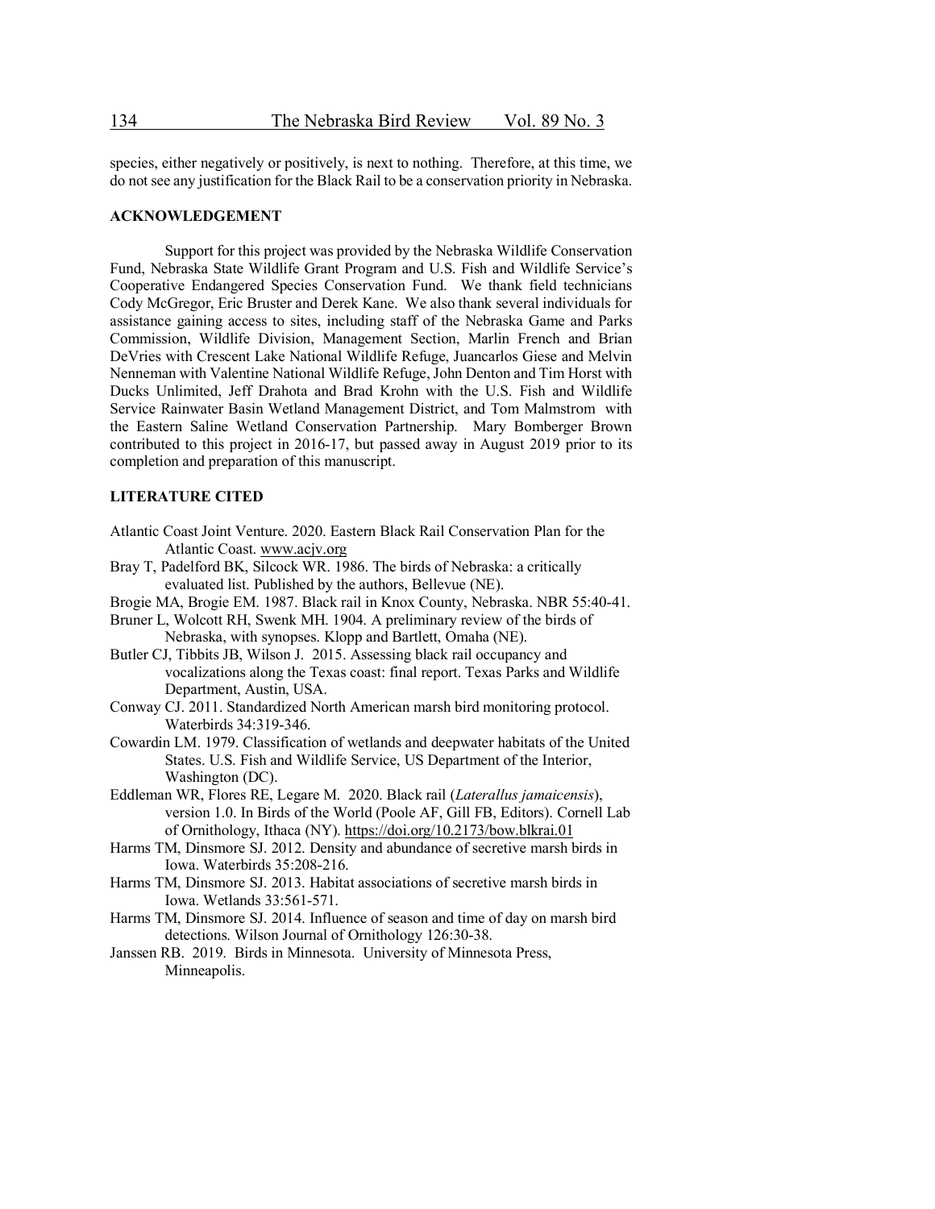species, either negatively or positively, is next to nothing. Therefore, at this time, we do not see any justification for the Black Rail to be a conservation priority in Nebraska.

## ACKNOWLEDGEMENT

Support for this project was provided by the Nebraska Wildlife Conservation Fund, Nebraska State Wildlife Grant Program and U.S. Fish and Wildlife Service's Cooperative Endangered Species Conservation Fund. We thank field technicians Cody McGregor, Eric Bruster and Derek Kane. We also thank several individuals for assistance gaining access to sites, including staff of the Nebraska Game and Parks Commission, Wildlife Division, Management Section, Marlin French and Brian DeVries with Crescent Lake National Wildlife Refuge, Juancarlos Giese and Melvin Nenneman with Valentine National Wildlife Refuge, John Denton and Tim Horst with Ducks Unlimited, Jeff Drahota and Brad Krohn with the U.S. Fish and Wildlife Service Rainwater Basin Wetland Management District, and Tom Malmstrom with the Eastern Saline Wetland Conservation Partnership. Mary Bomberger Brown contributed to this project in 2016-17, but passed away in August 2019 prior to its completion and preparation of this manuscript.

## LITERATURE CITED

Atlantic Coast Joint Venture. 2020. Eastern Black Rail Conservation Plan for the Atlantic Coast. www.acjv.org

Bray T, Padelford BK, Silcock WR. 1986. The birds of Nebraska: a critically evaluated list. Published by the authors, Bellevue (NE).

Brogie MA, Brogie EM. 1987. Black rail in Knox County, Nebraska. NBR 55:40-41.

Bruner L, Wolcott RH, Swenk MH. 1904. A preliminary review of the birds of Nebraska, with synopses. Klopp and Bartlett, Omaha (NE).

Butler CJ, Tibbits JB, Wilson J. 2015. Assessing black rail occupancy and vocalizations along the Texas coast: final report. Texas Parks and Wildlife Department, Austin, USA.

Conway CJ. 2011. Standardized North American marsh bird monitoring protocol. Waterbirds 34:319-346.

Cowardin LM. 1979. Classification of wetlands and deepwater habitats of the United States. U.S. Fish and Wildlife Service, US Department of the Interior, Washington (DC).

Eddleman WR, Flores RE, Legare M. 2020. Black rail (*Laterallus jamaicensis*), version 1.0. In Birds of the World (Poole AF, Gill FB, Editors). Cornell Lab of Ornithology, Ithaca (NY). https://doi.org/10.2173/bow.blkrai.01

Harms TM, Dinsmore SJ. 2012. Density and abundance of secretive marsh birds in Iowa. Waterbirds 35:208-216.

Harms TM, Dinsmore SJ. 2013. Habitat associations of secretive marsh birds in Iowa. Wetlands 33:561-571.

Harms TM, Dinsmore SJ. 2014. Influence of season and time of day on marsh bird detections. Wilson Journal of Ornithology 126:30-38.

Janssen RB. 2019. Birds in Minnesota. University of Minnesota Press, Minneapolis.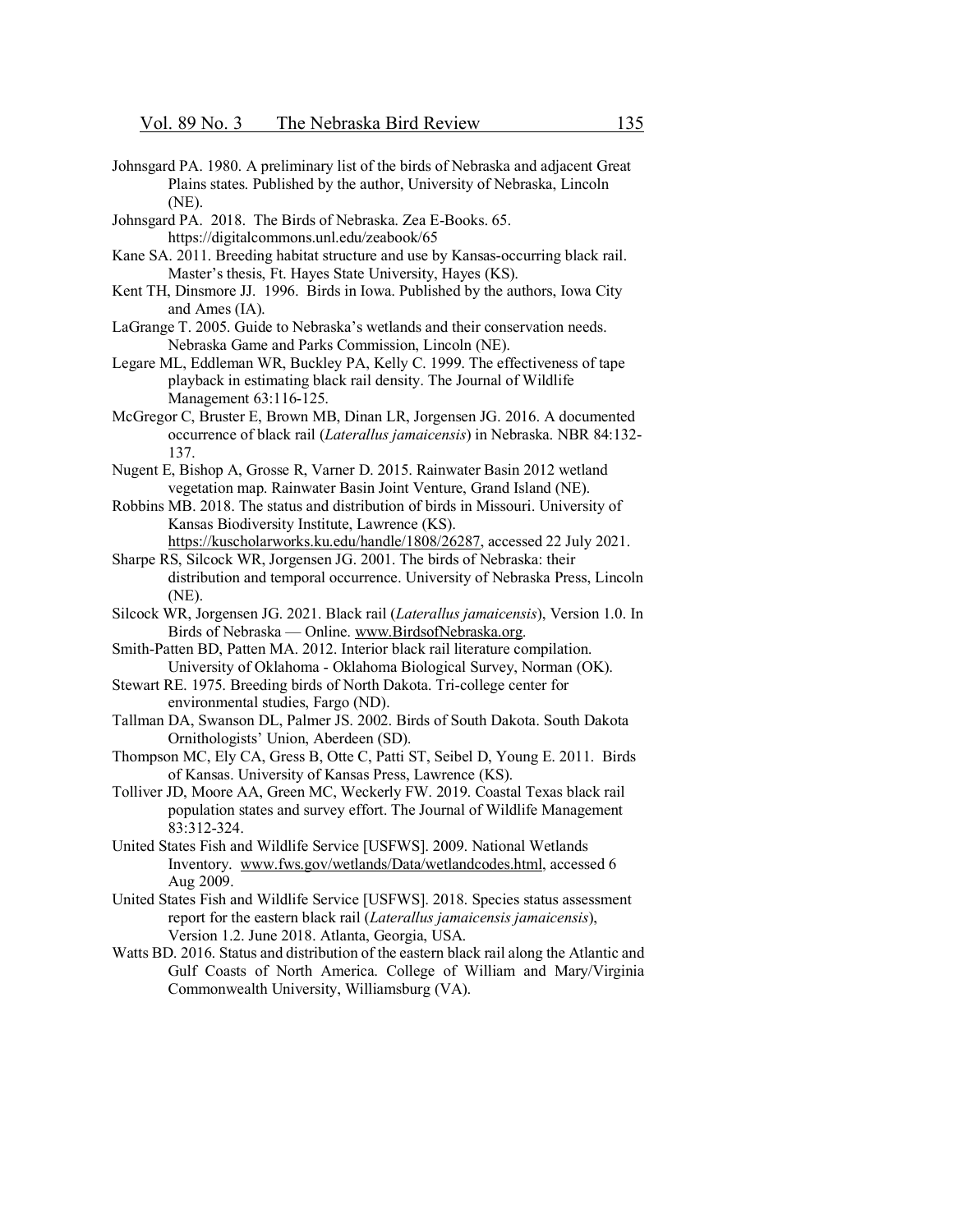Johnsgard PA. 1980. A preliminary list of the birds of Nebraska and adjacent Great Plains states. Published by the author, University of Nebraska, Lincoln (NE).

Johnsgard PA. 2018. The Birds of Nebraska. Zea E-Books. 65. https://digitalcommons.unl.edu/zeabook/65

Kane SA. 2011. Breeding habitat structure and use by Kansas-occurring black rail. Master's thesis, Ft. Hayes State University, Hayes (KS).

Kent TH, Dinsmore JJ. 1996. Birds in Iowa. Published by the authors, Iowa City and Ames (IA).

LaGrange T. 2005. Guide to Nebraska's wetlands and their conservation needs. Nebraska Game and Parks Commission, Lincoln (NE).

Legare ML, Eddleman WR, Buckley PA, Kelly C. 1999. The effectiveness of tape playback in estimating black rail density. The Journal of Wildlife Management 63:116-125.

McGregor C, Bruster E, Brown MB, Dinan LR, Jorgensen JG. 2016. A documented occurrence of black rail (*Laterallus jamaicensis*) in Nebraska. NBR 84:132-137.

Nugent E, Bishop A, Grosse R, Varner D. 2015. Rainwater Basin 2012 wetland vegetation map. Rainwater Basin Joint Venture, Grand Island (NE).

Robbins MB. 2018. The status and distribution of birds in Missouri. University of Kansas Biodiversity Institute, Lawrence (KS). https://kuscholarworks.ku.edu/handle/1808/26287, accessed 22 July 2021.

Sharpe RS, Silcock WR, Jorgensen JG. 2001. The birds of Nebraska: their distribution and temporal occurrence. University of Nebraska Press, Lincoln (NE).

Silcock WR, Jorgensen JG. 2021. Black rail (*Laterallus jamaicensis*), Version 1.0. In Birds of Nebraska — Online. www.BirdsofNebraska.org.

Smith-Patten BD, Patten MA. 2012. Interior black rail literature compilation. University of Oklahoma - Oklahoma Biological Survey, Norman (OK).

Stewart RE. 1975. Breeding birds of North Dakota. Tri-college center for environmental studies, Fargo (ND).

Tallman DA, Swanson DL, Palmer JS. 2002. Birds of South Dakota. South Dakota Ornithologists' Union, Aberdeen (SD).

Thompson MC, Ely CA, Gress B, Otte C, Patti ST, Seibel D, Young E. 2011. Birds of Kansas. University of Kansas Press, Lawrence (KS).

Tolliver JD, Moore AA, Green MC, Weckerly FW. 2019. Coastal Texas black rail population states and survey effort. The Journal of Wildlife Management 83:312-324.

United States Fish and Wildlife Service [USFWS]. 2009. National Wetlands Inventory. www.fws.gov/wetlands/Data/wetlandcodes.html, accessed 6 Aug 2009.

United States Fish and Wildlife Service [USFWS]. 2018. Species status assessment report for the eastern black rail (*Laterallus jamaicensis jamaicensis*), Version 1.2. June 2018. Atlanta, Georgia, USA.

Watts BD. 2016. Status and distribution of the eastern black rail along the Atlantic and Gulf Coasts of North America. College of William and Mary/Virginia Commonwealth University, Williamsburg (VA).